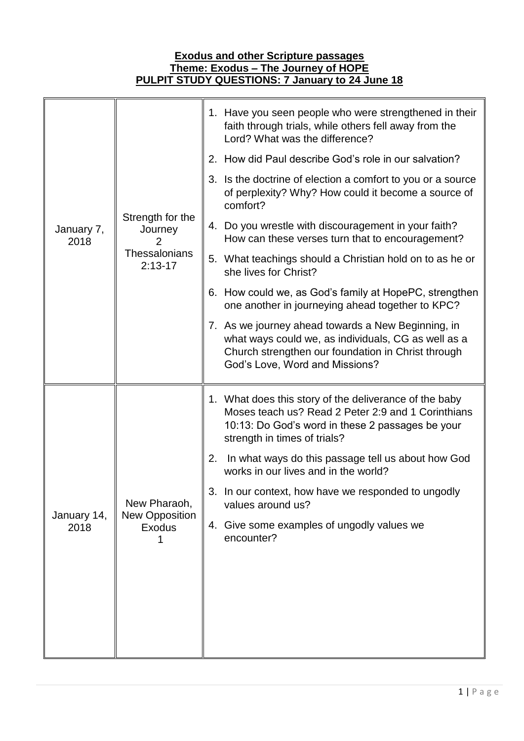**Exodus and other Scripture passages**
**Theme: Exodus – The Journey of HOPE**
**PULPIT STUDY QUESTIONS: 7 January to 24 June 18**

| | | |
|---|---|---|
| January 7, 2018 | Strength for the Journey 2 Thessalonians 2:13-17 | 1. Have you seen people who were strengthened in their faith through trials, while others fell away from the Lord? What was the difference?<br>2. How did Paul describe God's role in our salvation?<br>3. Is the doctrine of election a comfort to you or a source of perplexity? Why? How could it become a source of comfort?<br>4. Do you wrestle with discouragement in your faith? How can these verses turn that to encouragement?<br>5. What teachings should a Christian hold on to as he or she lives for Christ?<br>6. How could we, as God's family at HopePC, strengthen one another in journeying ahead together to KPC?<br>7. As we journey ahead towards a New Beginning, in what ways could we, as individuals, CG as well as a Church strengthen our foundation in Christ through God's Love, Word and Missions? |
| January 14, 2018 | New Pharaoh, New Opposition Exodus 1 | 1. What does this story of the deliverance of the baby Moses teach us? Read 2 Peter 2:9 and 1 Corinthians 10:13: Do God's word in these 2 passages be your strength in times of trials?<br>2. In what ways do this passage tell us about how God works in our lives and in the world?<br>3. In our context, how have we responded to ungodly values around us?<br>4. Give some examples of ungodly values we encounter? |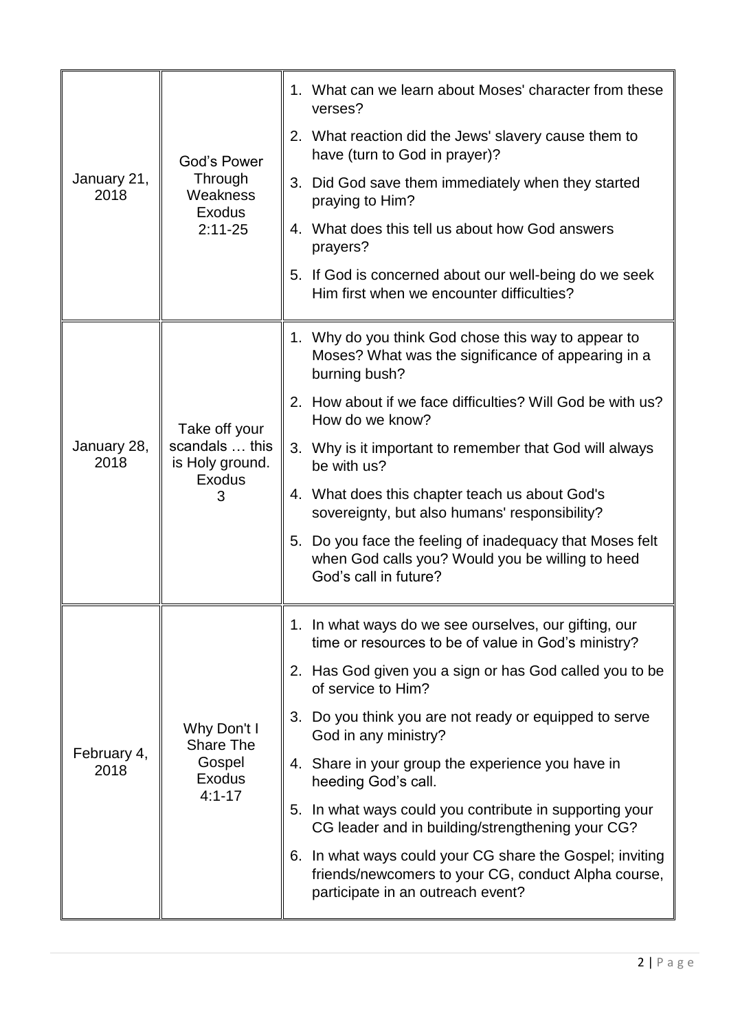| | | |
|---|---|---|
| January 21, 2018 | God's Power Through Weakness Exodus 2:11-25 | 1. What can we learn about Moses' character from these verses?<br>2. What reaction did the Jews' slavery cause them to have (turn to God in prayer)?<br>3. Did God save them immediately when they started praying to Him?<br>4. What does this tell us about how God answers prayers?<br>5. If God is concerned about our well-being do we seek Him first when we encounter difficulties? |
| January 28, 2018 | Take off your scandals … this is Holy ground. Exodus 3 | 1. Why do you think God chose this way to appear to Moses? What was the significance of appearing in a burning bush?<br>2. How about if we face difficulties? Will God be with us? How do we know?<br>3. Why is it important to remember that God will always be with us?<br>4. What does this chapter teach us about God's sovereignty, but also humans' responsibility?<br>5. Do you face the feeling of inadequacy that Moses felt when God calls you? Would you be willing to heed God's call in future? |
| February 4, 2018 | Why Don't I Share The Gospel Exodus 4:1-17 | 1. In what ways do we see ourselves, our gifting, our time or resources to be of value in God's ministry?<br>2. Has God given you a sign or has God called you to be of service to Him?<br>3. Do you think you are not ready or equipped to serve God in any ministry?<br>4. Share in your group the experience you have in heeding God's call.<br>5. In what ways could you contribute in supporting your CG leader and in building/strengthening your CG?<br>6. In what ways could your CG share the Gospel; inviting friends/newcomers to your CG, conduct Alpha course, participate in an outreach event? |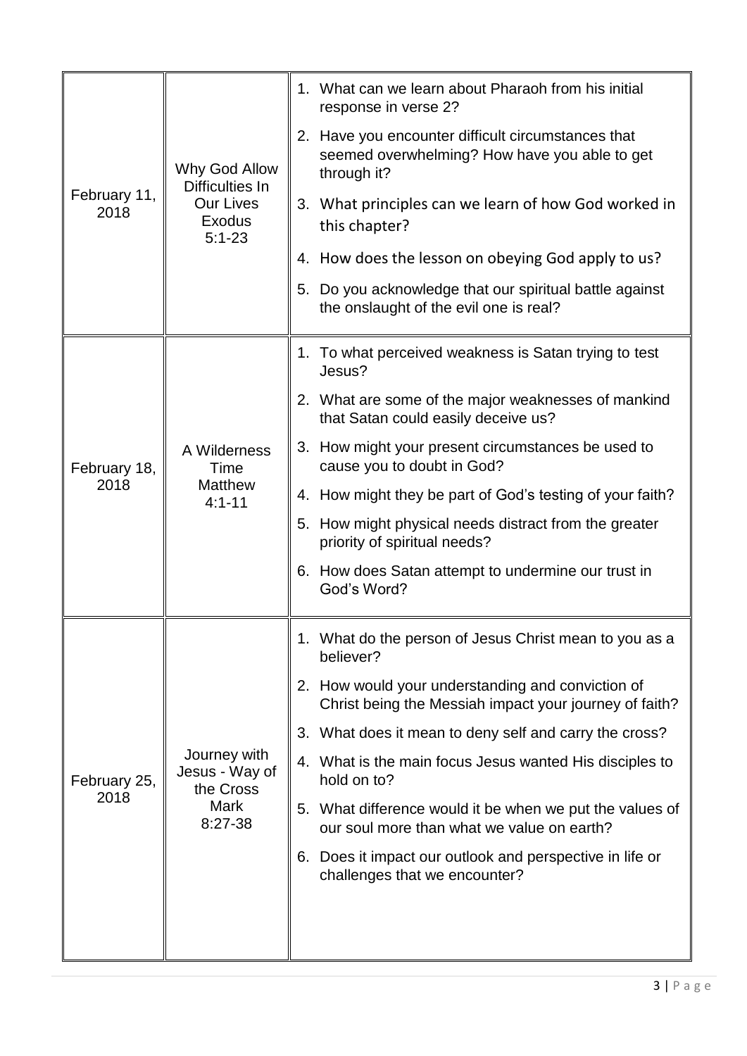| February 11, 2018 | Why God Allow Difficulties In Our Lives Exodus 5:1-23 | 1. What can we learn about Pharaoh from his initial response in verse 2?<br>2. Have you encounter difficult circumstances that seemed overwhelming? How have you able to get through it?<br>3. What principles can we learn of how God worked in this chapter?<br>4. How does the lesson on obeying God apply to us?<br>5. Do you acknowledge that our spiritual battle against the onslaught of the evil one is real? |
|---|---|---|
| February 18, 2018 | A Wilderness Time Matthew 4:1-11 | 1. To what perceived weakness is Satan trying to test Jesus?<br>2. What are some of the major weaknesses of mankind that Satan could easily deceive us?<br>3. How might your present circumstances be used to cause you to doubt in God?<br>4. How might they be part of God's testing of your faith?<br>5. How might physical needs distract from the greater priority of spiritual needs?<br>6. How does Satan attempt to undermine our trust in God's Word? |
| February 25, 2018 | Journey with Jesus - Way of the Cross Mark 8:27-38 | 1. What do the person of Jesus Christ mean to you as a believer?<br>2. How would your understanding and conviction of Christ being the Messiah impact your journey of faith?<br>3. What does it mean to deny self and carry the cross?<br>4. What is the main focus Jesus wanted His disciples to hold on to?<br>5. What difference would it be when we put the values of our soul more than what we value on earth?<br>6. Does it impact our outlook and perspective in life or challenges that we encounter? |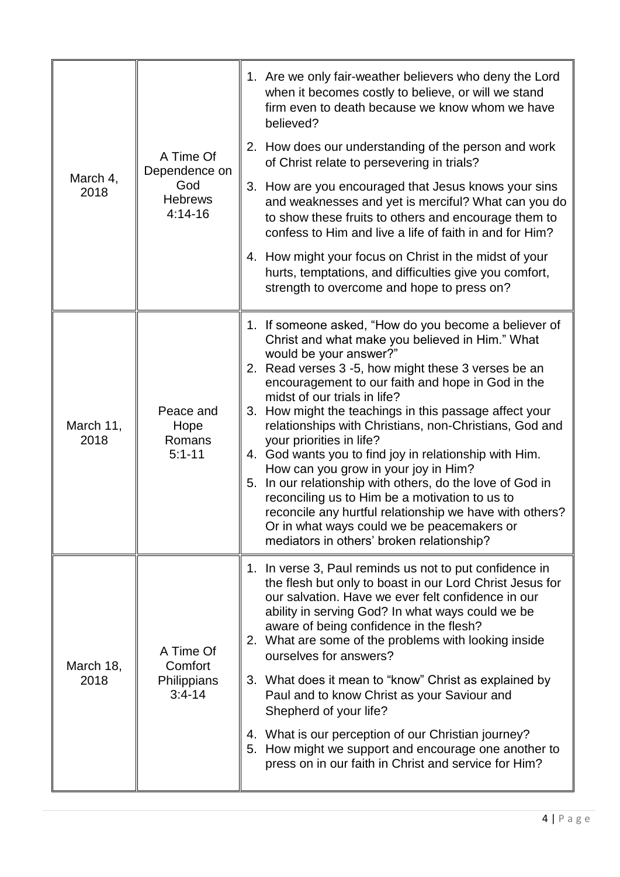| | | |
|---|---|---|
| March 4, 2018 | A Time Of Dependence on God Hebrews 4:14-16 | 1. Are we only fair-weather believers who deny the Lord when it becomes costly to believe, or will we stand firm even to death because we know whom we have believed?<br>2. How does our understanding of the person and work of Christ relate to persevering in trials?<br>3. How are you encouraged that Jesus knows your sins and weaknesses and yet is merciful? What can you do to show these fruits to others and encourage them to confess to Him and live a life of faith in and for Him?<br>4. How might your focus on Christ in the midst of your hurts, temptations, and difficulties give you comfort, strength to overcome and hope to press on? |
| March 11, 2018 | Peace and Hope Romans 5:1-11 | 1. If someone asked, "How do you become a believer of Christ and what make you believed in Him." What would be your answer?"<br>2. Read verses 3 -5, how might these 3 verses be an encouragement to our faith and hope in God in the midst of our trials in life?<br>3. How might the teachings in this passage affect your relationships with Christians, non-Christians, God and your priorities in life?<br>4. God wants you to find joy in relationship with Him. How can you grow in your joy in Him?<br>5. In our relationship with others, do the love of God in reconciling us to Him be a motivation to us to reconcile any hurtful relationship we have with others? Or in what ways could we be peacemakers or mediators in others' broken relationship? |
| March 18, 2018 | A Time Of Comfort Philippians 3:4-14 | 1. In verse 3, Paul reminds us not to put confidence in the flesh but only to boast in our Lord Christ Jesus for our salvation. Have we ever felt confidence in our ability in serving God? In what ways could we be aware of being confidence in the flesh?<br>2. What are some of the problems with looking inside ourselves for answers?<br>3. What does it mean to "know" Christ as explained by Paul and to know Christ as your Saviour and Shepherd of your life?<br>4. What is our perception of our Christian journey?<br>5. How might we support and encourage one another to press on in our faith in Christ and service for Him? |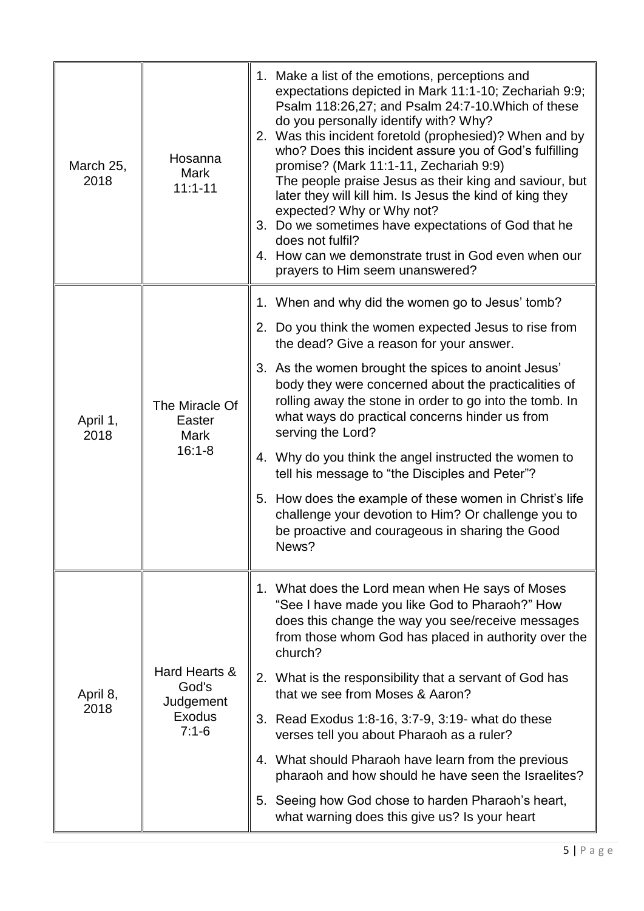| | | |
|---|---|---|
| March 25, 2018 | Hosanna<br>Mark<br>11:1-11 | 1. Make a list of the emotions, perceptions and expectations depicted in Mark 11:1-10; Zechariah 9:9; Psalm 118:26,27; and Psalm 24:7-10.Which of these do you personally identify with? Why?<br>2. Was this incident foretold (prophesied)? When and by who? Does this incident assure you of God's fulfilling promise? (Mark 11:1-11, Zechariah 9:9)<br>The people praise Jesus as their king and saviour, but later they will kill him. Is Jesus the kind of king they expected? Why or Why not?<br>3. Do we sometimes have expectations of God that he does not fulfil?<br>4. How can we demonstrate trust in God even when our prayers to Him seem unanswered? |
| April 1, 2018 | The Miracle Of Easter<br>Mark<br>16:1-8 | 1. When and why did the women go to Jesus' tomb?<br>2. Do you think the women expected Jesus to rise from the dead? Give a reason for your answer.<br>3. As the women brought the spices to anoint Jesus' body they were concerned about the practicalities of rolling away the stone in order to go into the tomb. In what ways do practical concerns hinder us from serving the Lord?<br>4. Why do you think the angel instructed the women to tell his message to "the Disciples and Peter"?<br>5. How does the example of these women in Christ's life challenge your devotion to Him? Or challenge you to be proactive and courageous in sharing the Good News? |
| April 8, 2018 | Hard Hearts & God's Judgement<br>Exodus<br>7:1-6 | 1. What does the Lord mean when He says of Moses "See I have made you like God to Pharaoh?" How does this change the way you see/receive messages from those whom God has placed in authority over the church?<br>2. What is the responsibility that a servant of God has that we see from Moses & Aaron?<br>3. Read Exodus 1:8-16, 3:7-9, 3:19- what do these verses tell you about Pharaoh as a ruler?<br>4. What should Pharaoh have learn from the previous pharaoh and how should he have seen the Israelites?<br>5. Seeing how God chose to harden Pharaoh's heart, what warning does this give us? Is your heart |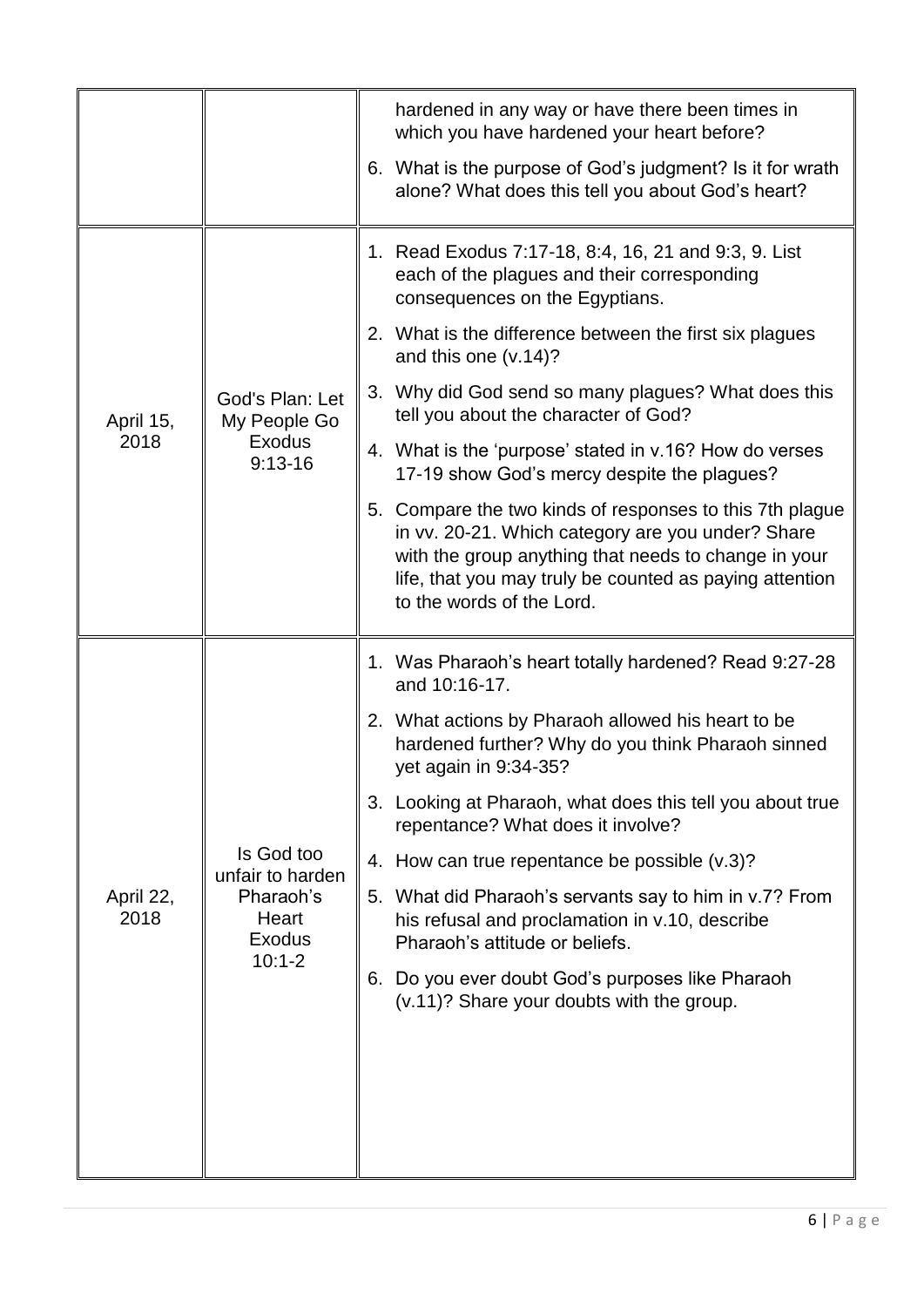| | | |
|---|---|---|
| | | hardened in any way or have there been times in which you have hardened your heart before?<br>6. What is the purpose of God's judgment? Is it for wrath alone? What does this tell you about God's heart? |
| April 15, 2018 | God's Plan: Let My People Go Exodus 9:13-16 | 1. Read Exodus 7:17-18, 8:4, 16, 21 and 9:3, 9. List each of the plagues and their corresponding consequences on the Egyptians.<br>2. What is the difference between the first six plagues and this one (v.14)?<br>3. Why did God send so many plagues? What does this tell you about the character of God?<br>4. What is the 'purpose' stated in v.16? How do verses 17-19 show God's mercy despite the plagues?<br>5. Compare the two kinds of responses to this 7th plague in vv. 20-21. Which category are you under? Share with the group anything that needs to change in your life, that you may truly be counted as paying attention to the words of the Lord. |
| April 22, 2018 | Is God too unfair to harden Pharaoh's Heart Exodus 10:1-2 | 1. Was Pharaoh's heart totally hardened? Read 9:27-28 and 10:16-17.<br>2. What actions by Pharaoh allowed his heart to be hardened further? Why do you think Pharaoh sinned yet again in 9:34-35?<br>3. Looking at Pharaoh, what does this tell you about true repentance? What does it involve?<br>4. How can true repentance be possible (v.3)?<br>5. What did Pharaoh's servants say to him in v.7? From his refusal and proclamation in v.10, describe Pharaoh's attitude or beliefs.<br>6. Do you ever doubt God's purposes like Pharaoh (v.11)? Share your doubts with the group. |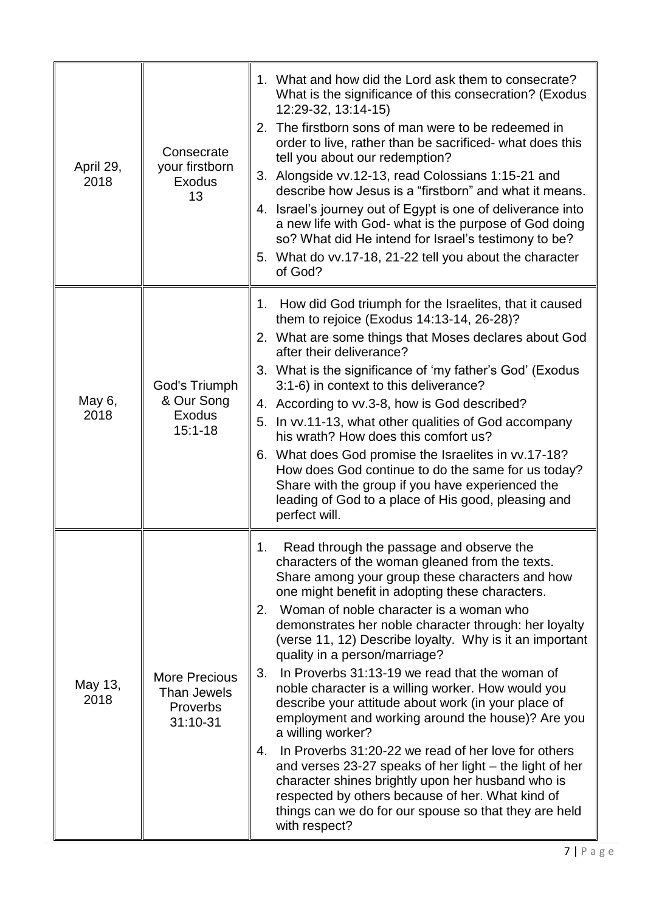| | | |
|---|---|---|
| April 29, 2018 | Consecrate your firstborn Exodus 13 | 1. What and how did the Lord ask them to consecrate? What is the significance of this consecration? (Exodus 12:29-32, 13:14-15)<br>2. The firstborn sons of man were to be redeemed in order to live, rather than be sacrificed- what does this tell you about our redemption?<br>3. Alongside vv.12-13, read Colossians 1:15-21 and describe how Jesus is a "firstborn" and what it means.<br>4. Israel's journey out of Egypt is one of deliverance into a new life with God- what is the purpose of God doing so? What did He intend for Israel's testimony to be?<br>5. What do vv.17-18, 21-22 tell you about the character of God? |
| May 6, 2018 | God's Triumph & Our Song Exodus 15:1-18 | 1. How did God triumph for the Israelites, that it caused them to rejoice (Exodus 14:13-14, 26-28)?<br>2. What are some things that Moses declares about God after their deliverance?<br>3. What is the significance of 'my father's God' (Exodus 3:1-6) in context to this deliverance?<br>4. According to vv.3-8, how is God described?<br>5. In vv.11-13, what other qualities of God accompany his wrath? How does this comfort us?<br>6. What does God promise the Israelites in vv.17-18? How does God continue to do the same for us today? Share with the group if you have experienced the leading of God to a place of His good, pleasing and perfect will. |
| May 13, 2018 | More Precious Than Jewels Proverbs 31:10-31 | 1. Read through the passage and observe the characters of the woman gleaned from the texts. Share among your group these characters and how one might benefit in adopting these characters.<br>2. Woman of noble character is a woman who demonstrates her noble character through: her loyalty (verse 11, 12) Describe loyalty. Why is it an important quality in a person/marriage?<br>3. In Proverbs 31:13-19 we read that the woman of noble character is a willing worker. How would you describe your attitude about work (in your place of employment and working around the house)? Are you a willing worker?<br>4. In Proverbs 31:20-22 we read of her love for others and verses 23-27 speaks of her light – the light of her character shines brightly upon her husband who is respected by others because of her. What kind of things can we do for our spouse so that they are held with respect? |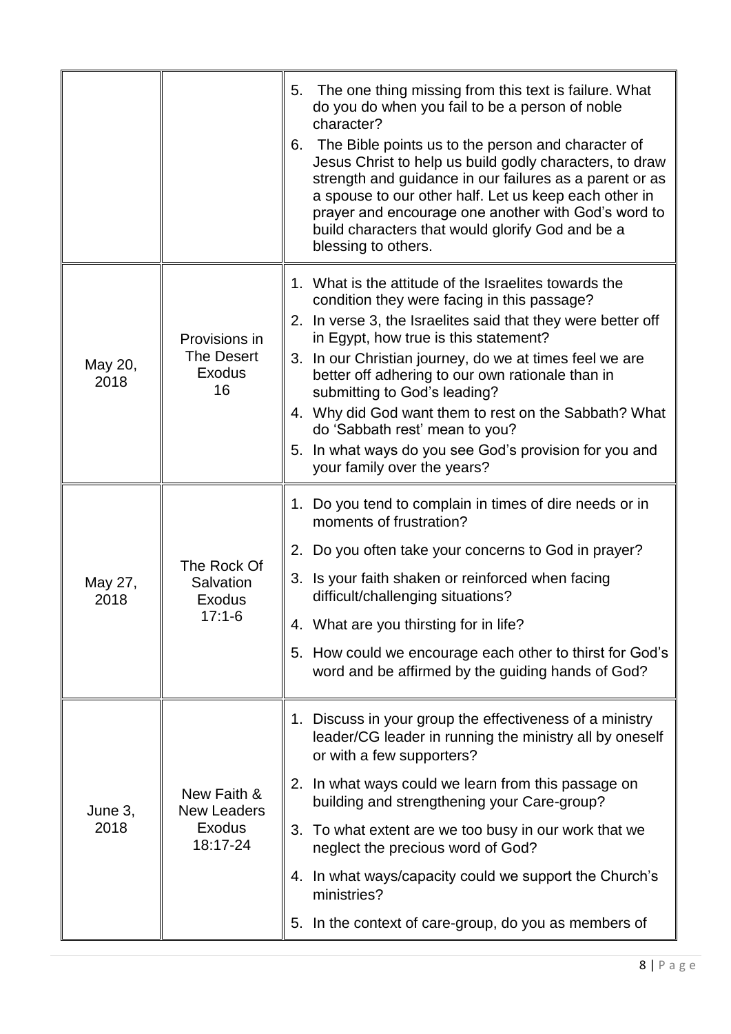| | | |
|---|---|---|
| | | 5. The one thing missing from this text is failure. What do you do when you fail to be a person of noble character?<br>6. The Bible points us to the person and character of Jesus Christ to help us build godly characters, to draw strength and guidance in our failures as a parent or as a spouse to our other half. Let us keep each other in prayer and encourage one another with God's word to build characters that would glorify God and be a blessing to others. |
| May 20, 2018 | Provisions in The Desert Exodus 16 | 1. What is the attitude of the Israelites towards the condition they were facing in this passage?<br>2. In verse 3, the Israelites said that they were better off in Egypt, how true is this statement?<br>3. In our Christian journey, do we at times feel we are better off adhering to our own rationale than in submitting to God's leading?<br>4. Why did God want them to rest on the Sabbath? What do 'Sabbath rest' mean to you?<br>5. In what ways do you see God's provision for you and your family over the years? |
| May 27, 2018 | The Rock Of Salvation Exodus 17:1-6 | 1. Do you tend to complain in times of dire needs or in moments of frustration?<br>2. Do you often take your concerns to God in prayer?<br>3. Is your faith shaken or reinforced when facing difficult/challenging situations?<br>4. What are you thirsting for in life?<br>5. How could we encourage each other to thirst for God's word and be affirmed by the guiding hands of God? |
| June 3, 2018 | New Faith & New Leaders Exodus 18:17-24 | 1. Discuss in your group the effectiveness of a ministry leader/CG leader in running the ministry all by oneself or with a few supporters?<br>2. In what ways could we learn from this passage on building and strengthening your Care-group?<br>3. To what extent are we too busy in our work that we neglect the precious word of God?<br>4. In what ways/capacity could we support the Church's ministries?<br>5. In the context of care-group, do you as members of |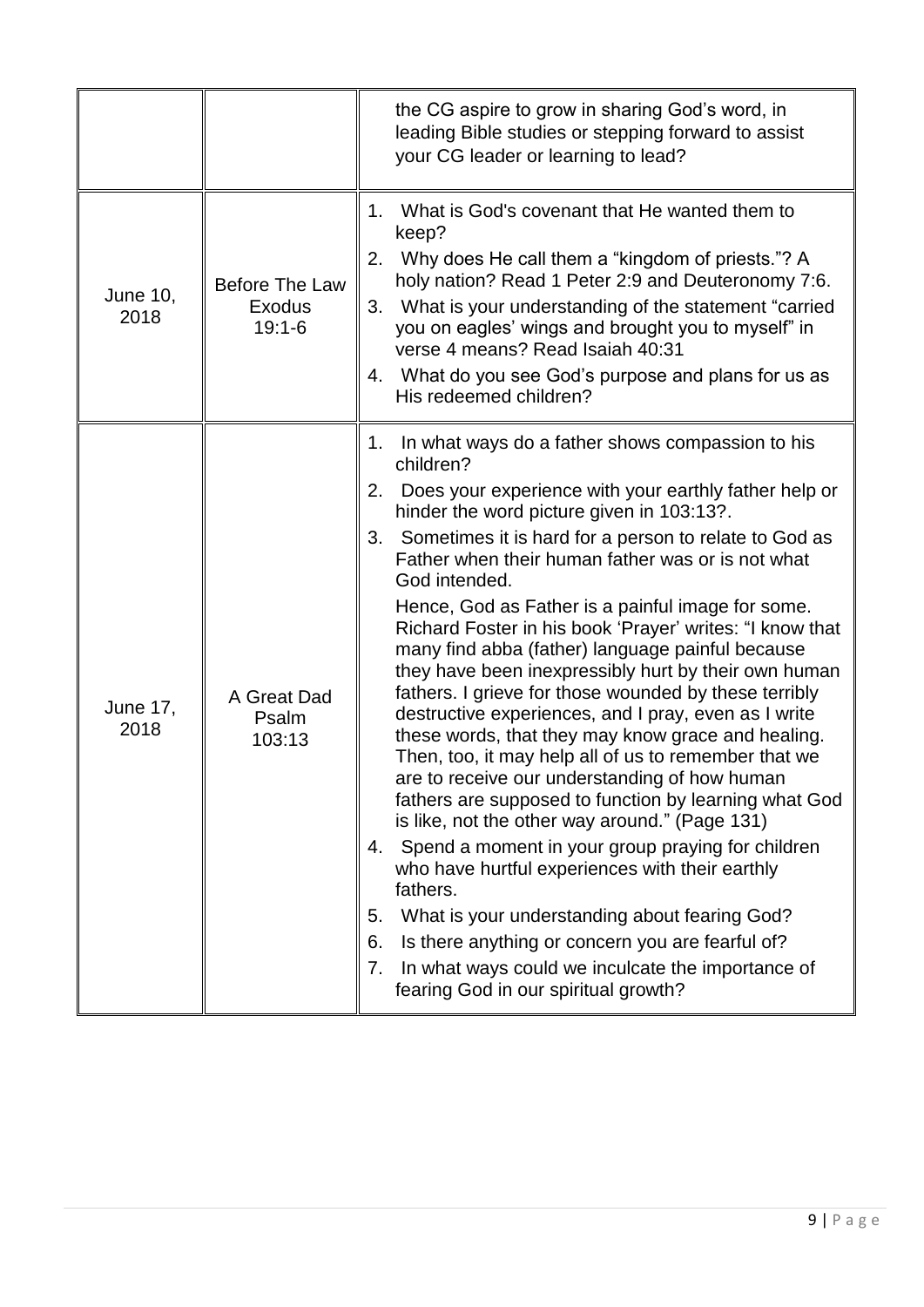| | | |
|---|---|---|
| | | the CG aspire to grow in sharing God's word, in leading Bible studies or stepping forward to assist your CG leader or learning to lead? |
| June 10, 2018 | Before The Law Exodus 19:1-6 | 1. What is God's covenant that He wanted them to keep?<br>2. Why does He call them a "kingdom of priests."? A holy nation? Read 1 Peter 2:9 and Deuteronomy 7:6.<br>3. What is your understanding of the statement "carried you on eagles' wings and brought you to myself" in verse 4 means? Read Isaiah 40:31<br>4. What do you see God's purpose and plans for us as His redeemed children? |
| June 17, 2018 | A Great Dad Psalm 103:13 | 1. In what ways do a father shows compassion to his children?<br>2. Does your experience with your earthly father help or hinder the word picture given in 103:13?.<br>3. Sometimes it is hard for a person to relate to God as Father when their human father was or is not what God intended.<br>Hence, God as Father is a painful image for some. Richard Foster in his book 'Prayer' writes: "I know that many find abba (father) language painful because they have been inexpressibly hurt by their own human fathers. I grieve for those wounded by these terribly destructive experiences, and I pray, even as I write these words, that they may know grace and healing. Then, too, it may help all of us to remember that we are to receive our understanding of how human fathers are supposed to function by learning what God is like, not the other way around." (Page 131)<br>4. Spend a moment in your group praying for children who have hurtful experiences with their earthly fathers.<br>5. What is your understanding about fearing God?<br>6. Is there anything or concern you are fearful of?<br>7. In what ways could we inculcate the importance of fearing God in our spiritual growth? |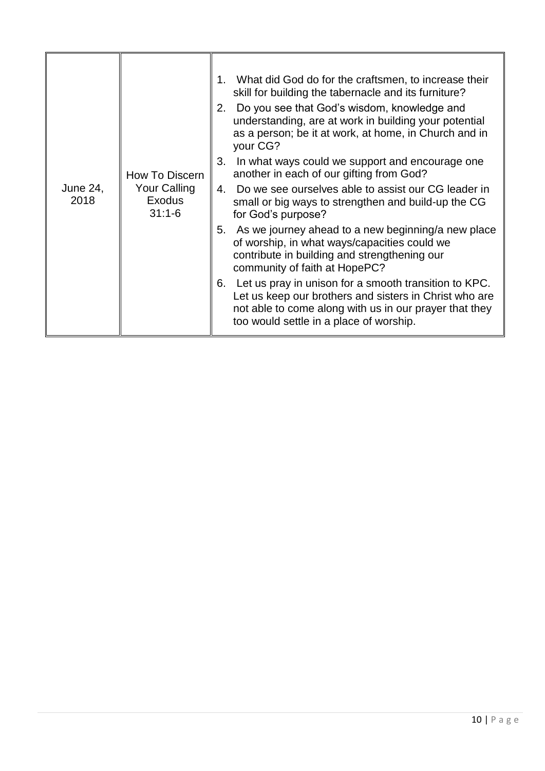| | | |
|---|---|---|
| June 24, 2018 | How To Discern Your Calling Exodus 31:1-6 | 1. What did God do for the craftsmen, to increase their skill for building the tabernacle and its furniture?<br>2. Do you see that God's wisdom, knowledge and understanding, are at work in building your potential as a person; be it at work, at home, in Church and in your CG?<br>3. In what ways could we support and encourage one another in each of our gifting from God?<br>4. Do we see ourselves able to assist our CG leader in small or big ways to strengthen and build-up the CG for God's purpose?<br>5. As we journey ahead to a new beginning/a new place of worship, in what ways/capacities could we contribute in building and strengthening our community of faith at HopePC?<br>6. Let us pray in unison for a smooth transition to KPC. Let us keep our brothers and sisters in Christ who are not able to come along with us in our prayer that they too would settle in a place of worship. |